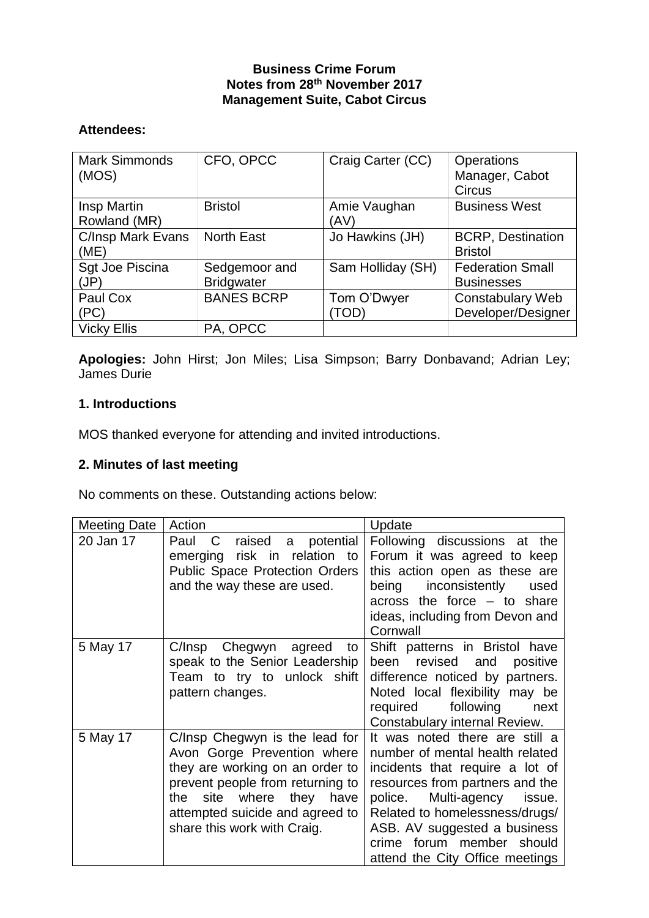**Business Crime Forum**
**Notes from 28th November 2017**
**Management Suite, Cabot Circus**

**Attendees:**

| | | | |
|---|---|---|---|
| Mark Simmonds (MOS) | CFO, OPCC | Craig Carter (CC) | Operations Manager, Cabot Circus |
| Insp Martin Rowland (MR) | Bristol | Amie Vaughan (AV) | Business West |
| C/Insp Mark Evans (ME) | North East | Jo Hawkins (JH) | BCRP, Destination Bristol |
| Sgt Joe Piscina (JP) | Sedgemoor and Bridgwater | Sam Holliday (SH) | Federation Small Businesses |
| Paul Cox (PC) | BANES BCRP | Tom O'Dwyer (TOD) | Constabulary Web Developer/Designer |
| Vicky Ellis | PA, OPCC | | |

**Apologies:** John Hirst; Jon Miles; Lisa Simpson; Barry Donbavand; Adrian Ley; James Durie

## 1. Introductions

MOS thanked everyone for attending and invited introductions.

## 2. Minutes of last meeting

No comments on these. Outstanding actions below:

| Meeting Date | Action | Update |
|---|---|---|
| 20 Jan 17 | Paul C raised a potential emerging risk in relation to Public Space Protection Orders and the way these are used. | Following discussions at the Forum it was agreed to keep this action open as these are being inconsistently used across the force – to share ideas, including from Devon and Cornwall |
| 5 May 17 | C/Insp Chegwyn agreed to speak to the Senior Leadership Team to try to unlock shift pattern changes. | Shift patterns in Bristol have been revised and positive difference noticed by partners. Noted local flexibility may be required following next Constabulary internal Review. |
| 5 May 17 | C/Insp Chegwyn is the lead for Avon Gorge Prevention where they are working on an order to prevent people from returning to the site where they have attempted suicide and agreed to share this work with Craig. | It was noted there are still a number of mental health related incidents that require a lot of resources from partners and the police. Multi-agency issue. Related to homelessness/drugs/ ASB. AV suggested a business crime forum member should attend the City Office meetings |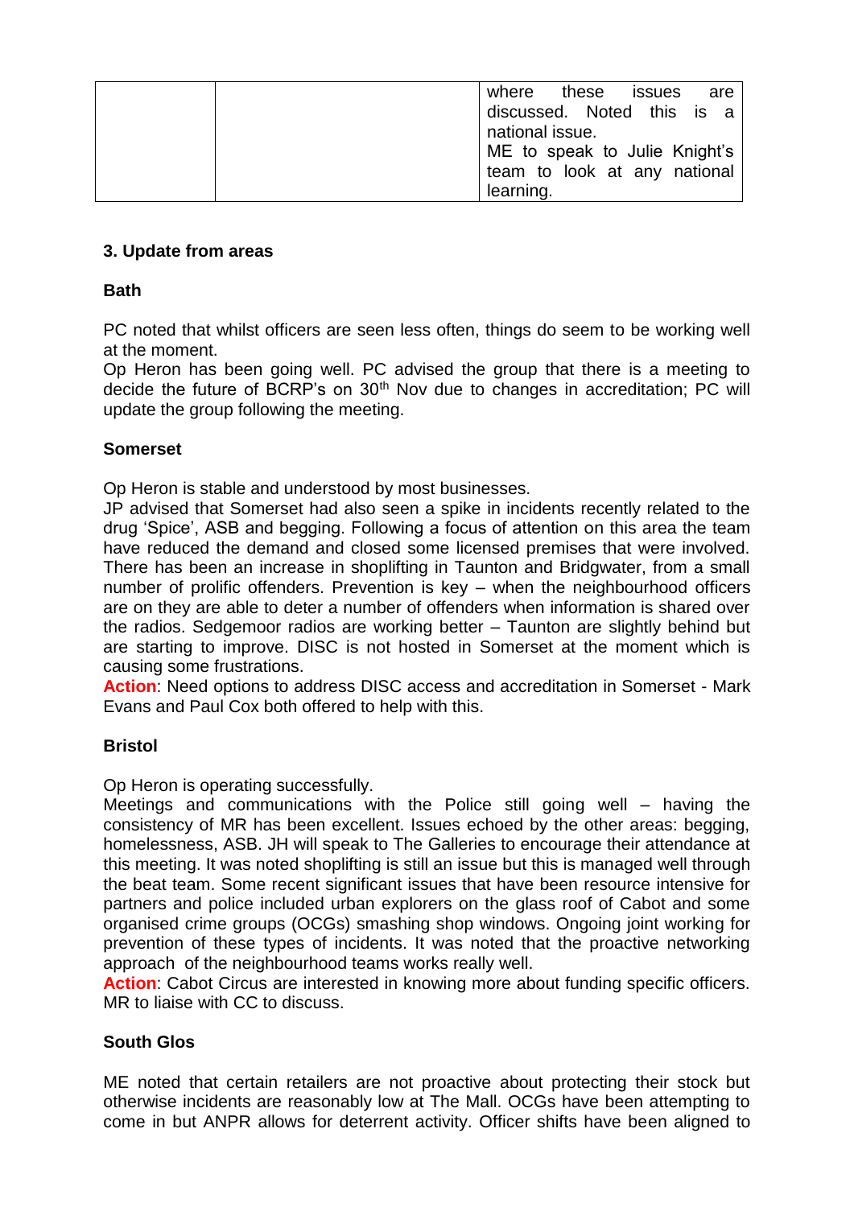|  |  | where these issues are discussed. Noted this is a national issue.<br>ME to speak to Julie Knight's team to look at any national learning. |
|---|---|---|

**3. Update from areas**

**Bath**

PC noted that whilst officers are seen less often, things do seem to be working well at the moment.
Op Heron has been going well. PC advised the group that there is a meeting to decide the future of BCRP's on 30th Nov due to changes in accreditation; PC will update the group following the meeting.

**Somerset**

Op Heron is stable and understood by most businesses.
JP advised that Somerset had also seen a spike in incidents recently related to the drug 'Spice', ASB and begging. Following a focus of attention on this area the team have reduced the demand and closed some licensed premises that were involved. There has been an increase in shoplifting in Taunton and Bridgwater, from a small number of prolific offenders. Prevention is key – when the neighbourhood officers are on they are able to deter a number of offenders when information is shared over the radios. Sedgemoor radios are working better – Taunton are slightly behind but are starting to improve. DISC is not hosted in Somerset at the moment which is causing some frustrations.
**Action**: Need options to address DISC access and accreditation in Somerset - Mark Evans and Paul Cox both offered to help with this.

**Bristol**

Op Heron is operating successfully.
Meetings and communications with the Police still going well – having the consistency of MR has been excellent. Issues echoed by the other areas: begging, homelessness, ASB. JH will speak to The Galleries to encourage their attendance at this meeting. It was noted shoplifting is still an issue but this is managed well through the beat team. Some recent significant issues that have been resource intensive for partners and police included urban explorers on the glass roof of Cabot and some organised crime groups (OCGs) smashing shop windows. Ongoing joint working for prevention of these types of incidents. It was noted that the proactive networking approach of the neighbourhood teams works really well.
**Action**: Cabot Circus are interested in knowing more about funding specific officers. MR to liaise with CC to discuss.

**South Glos**

ME noted that certain retailers are not proactive about protecting their stock but otherwise incidents are reasonably low at The Mall. OCGs have been attempting to come in but ANPR allows for deterrent activity. Officer shifts have been aligned to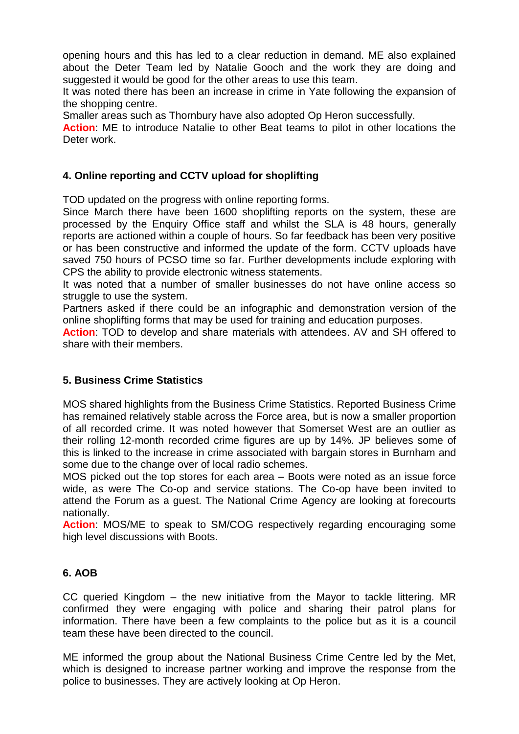opening hours and this has led to a clear reduction in demand. ME also explained about the Deter Team led by Natalie Gooch and the work they are doing and suggested it would be good for the other areas to use this team.
It was noted there has been an increase in crime in Yate following the expansion of the shopping centre.
Smaller areas such as Thornbury have also adopted Op Heron successfully.
**Action**: ME to introduce Natalie to other Beat teams to pilot in other locations the Deter work.

#### 4. Online reporting and CCTV upload for shoplifting

TOD updated on the progress with online reporting forms.
Since March there have been 1600 shoplifting reports on the system, these are processed by the Enquiry Office staff and whilst the SLA is 48 hours, generally reports are actioned within a couple of hours. So far feedback has been very positive or has been constructive and informed the update of the form. CCTV uploads have saved 750 hours of PCSO time so far. Further developments include exploring with CPS the ability to provide electronic witness statements.
It was noted that a number of smaller businesses do not have online access so struggle to use the system.
Partners asked if there could be an infographic and demonstration version of the online shoplifting forms that may be used for training and education purposes.
**Action**: TOD to develop and share materials with attendees. AV and SH offered to share with their members.

#### 5. Business Crime Statistics

MOS shared highlights from the Business Crime Statistics. Reported Business Crime has remained relatively stable across the Force area, but is now a smaller proportion of all recorded crime. It was noted however that Somerset West are an outlier as their rolling 12-month recorded crime figures are up by 14%. JP believes some of this is linked to the increase in crime associated with bargain stores in Burnham and some due to the change over of local radio schemes.
MOS picked out the top stores for each area – Boots were noted as an issue force wide, as were The Co-op and service stations. The Co-op have been invited to attend the Forum as a guest. The National Crime Agency are looking at forecourts nationally.
**Action**: MOS/ME to speak to SM/COG respectively regarding encouraging some high level discussions with Boots.

#### 6. AOB

CC queried Kingdom – the new initiative from the Mayor to tackle littering. MR confirmed they were engaging with police and sharing their patrol plans for information. There have been a few complaints to the police but as it is a council team these have been directed to the council.

ME informed the group about the National Business Crime Centre led by the Met, which is designed to increase partner working and improve the response from the police to businesses. They are actively looking at Op Heron.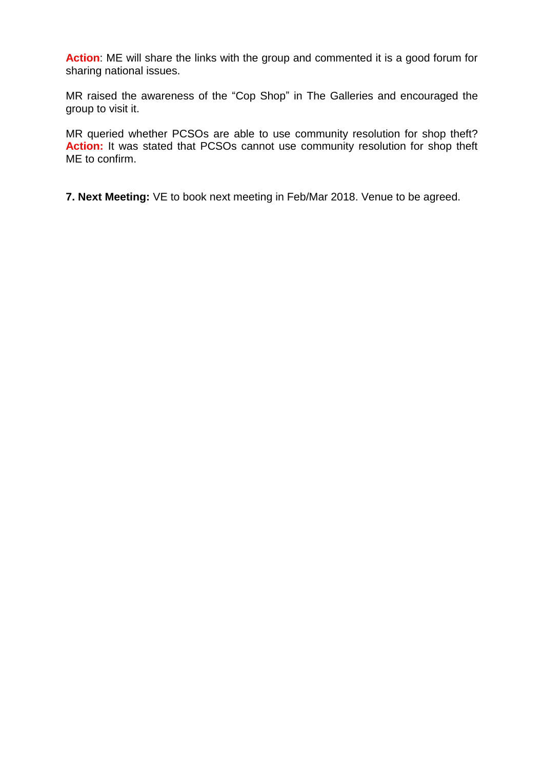**Action**: ME will share the links with the group and commented it is a good forum for sharing national issues.

MR raised the awareness of the "Cop Shop" in The Galleries and encouraged the group to visit it.

MR queried whether PCSOs are able to use community resolution for shop theft? **Action:** It was stated that PCSOs cannot use community resolution for shop theft ME to confirm.

**7. Next Meeting:** VE to book next meeting in Feb/Mar 2018. Venue to be agreed.